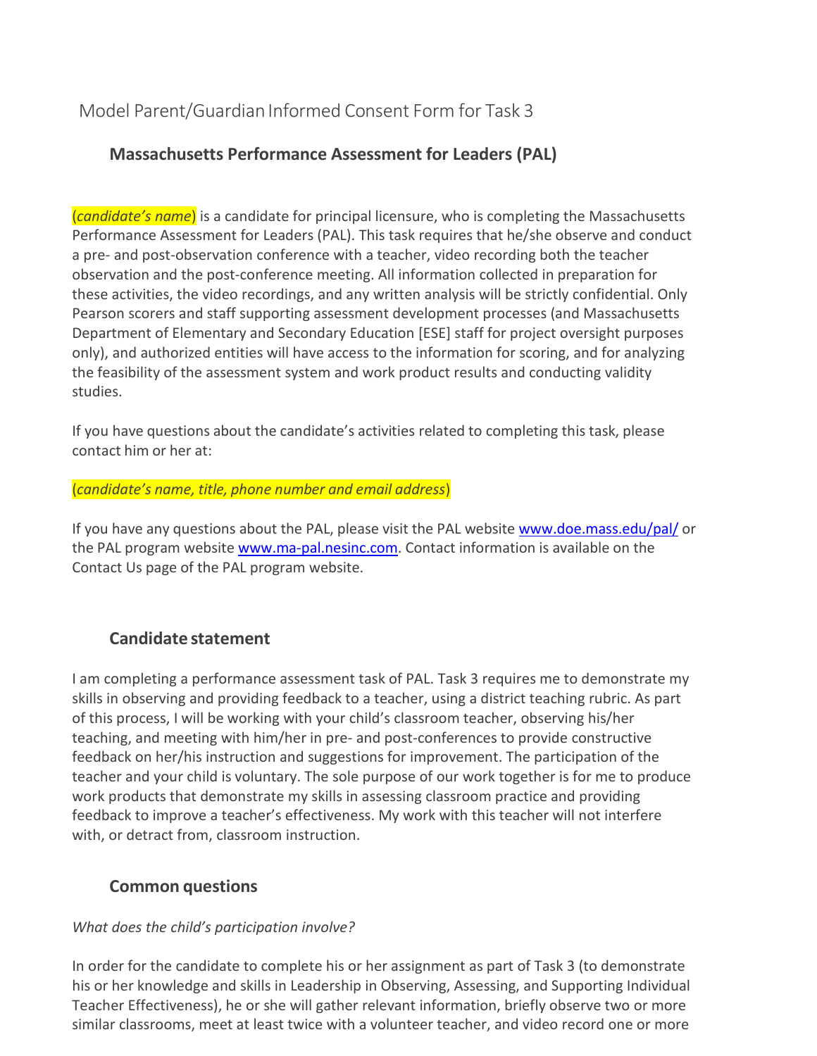# Model Parent/Guardian Informed Consent Form for Task 3

## Massachusetts Performance Assessment for Leaders (PAL)

(*candidate's name*) is a candidate for principal licensure, who is completing the Massachusetts Performance Assessment for Leaders (PAL). This task requires that he/she observe and conduct a pre- and post-observation conference with a teacher, video recording both the teacher observation and the post-conference meeting. All information collected in preparation for these activities, the video recordings, and any written analysis will be strictly confidential. Only Pearson scorers and staff supporting assessment development processes (and Massachusetts Department of Elementary and Secondary Education [ESE] staff for project oversight purposes only), and authorized entities will have access to the information for scoring, and for analyzing the feasibility of the assessment system and work product results and conducting validity studies.

If you have questions about the candidate's activities related to completing this task, please contact him or her at:

(*candidate's name, title, phone number and email address*)

If you have any questions about the PAL, please visit the PAL website [www.doe.mass.edu/pal/](http://www.doe.mass.edu/pal/) or the PAL program website [www.ma-pal.nesinc.com](http://www.ma-pal.nesinc.com). Contact information is available on the Contact Us page of the PAL program website.

## Candidate statement

I am completing a performance assessment task of PAL. Task 3 requires me to demonstrate my skills in observing and providing feedback to a teacher, using a district teaching rubric. As part of this process, I will be working with your child's classroom teacher, observing his/her teaching, and meeting with him/her in pre- and post-conferences to provide constructive feedback on her/his instruction and suggestions for improvement. The participation of the teacher and your child is voluntary. The sole purpose of our work together is for me to produce work products that demonstrate my skills in assessing classroom practice and providing feedback to improve a teacher's effectiveness. My work with this teacher will not interfere with, or detract from, classroom instruction.

## Common questions

*What does the child's participation involve?*

In order for the candidate to complete his or her assignment as part of Task 3 (to demonstrate his or her knowledge and skills in Leadership in Observing, Assessing, and Supporting Individual Teacher Effectiveness), he or she will gather relevant information, briefly observe two or more similar classrooms, meet at least twice with a volunteer teacher, and video record one or more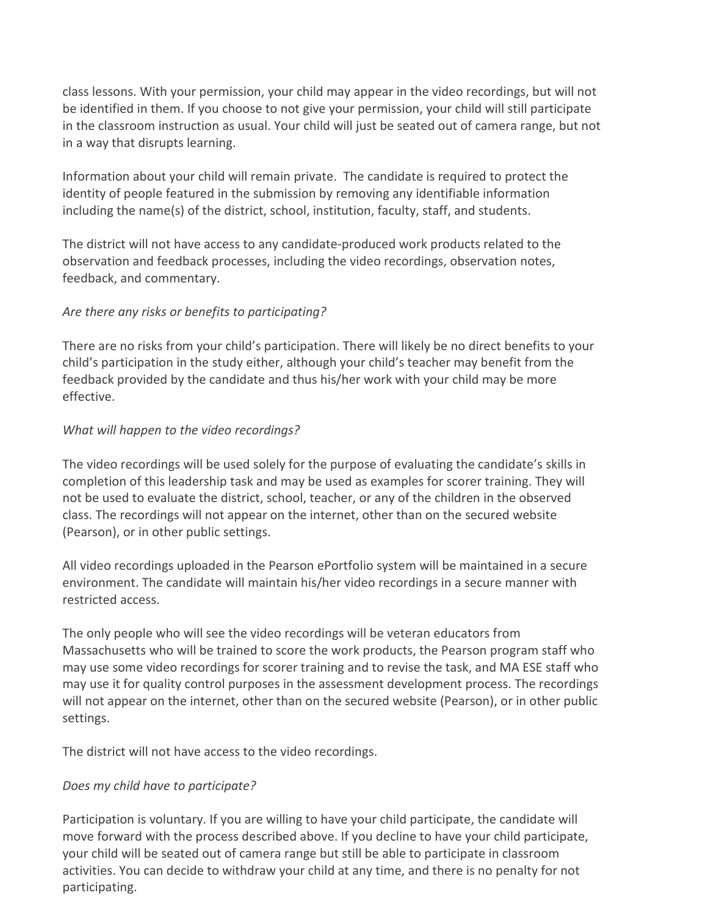class lessons. With your permission, your child may appear in the video recordings, but will not be identified in them. If you choose to not give your permission, your child will still participate in the classroom instruction as usual. Your child will just be seated out of camera range, but not in a way that disrupts learning.

Information about your child will remain private. The candidate is required to protect the identity of people featured in the submission by removing any identifiable information including the name(s) of the district, school, institution, faculty, staff, and students.

The district will not have access to any candidate-produced work products related to the observation and feedback processes, including the video recordings, observation notes, feedback, and commentary.

*Are there any risks or benefits to participating?*

There are no risks from your child's participation. There will likely be no direct benefits to your child's participation in the study either, although your child's teacher may benefit from the feedback provided by the candidate and thus his/her work with your child may be more effective.

*What will happen to the video recordings?*

The video recordings will be used solely for the purpose of evaluating the candidate's skills in completion of this leadership task and may be used as examples for scorer training. They will not be used to evaluate the district, school, teacher, or any of the children in the observed class. The recordings will not appear on the internet, other than on the secured website (Pearson), or in other public settings.

All video recordings uploaded in the Pearson ePortfolio system will be maintained in a secure environment. The candidate will maintain his/her video recordings in a secure manner with restricted access.

The only people who will see the video recordings will be veteran educators from Massachusetts who will be trained to score the work products, the Pearson program staff who may use some video recordings for scorer training and to revise the task, and MA ESE staff who may use it for quality control purposes in the assessment development process. The recordings will not appear on the internet, other than on the secured website (Pearson), or in other public settings.

The district will not have access to the video recordings.

*Does my child have to participate?*

Participation is voluntary. If you are willing to have your child participate, the candidate will move forward with the process described above. If you decline to have your child participate, your child will be seated out of camera range but still be able to participate in classroom activities. You can decide to withdraw your child at any time, and there is no penalty for not participating.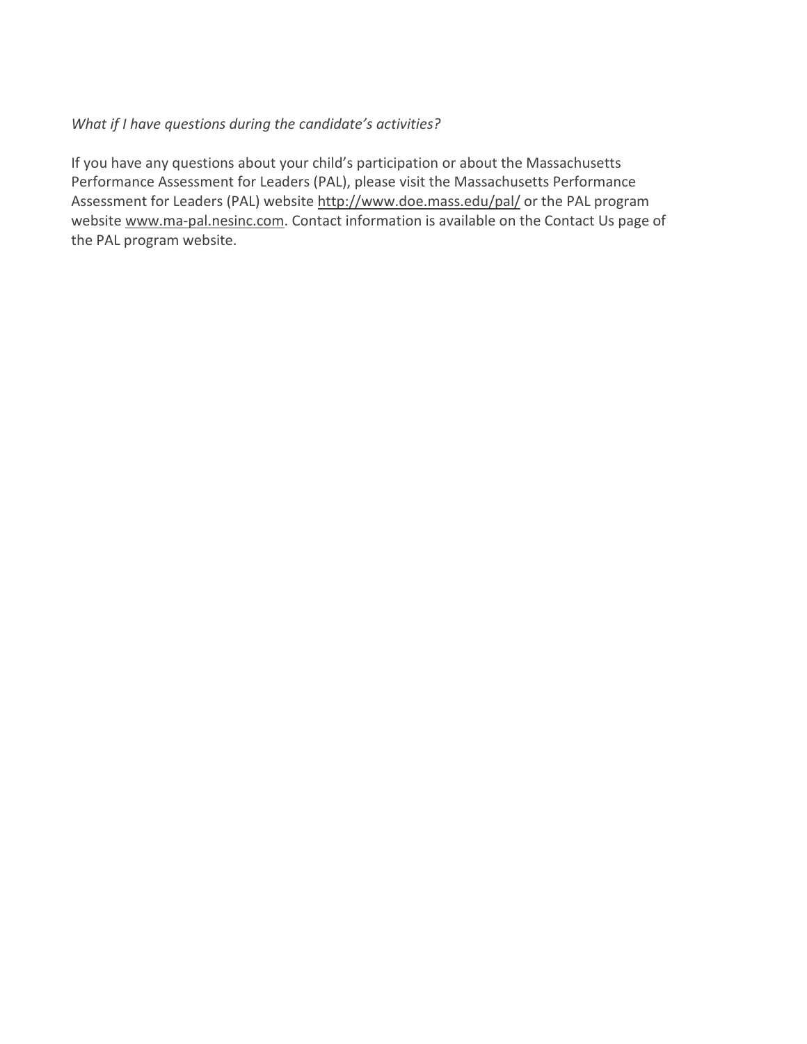*What if I have questions during the candidate's activities?*

If you have any questions about your child's participation or about the Massachusetts Performance Assessment for Leaders (PAL), please visit the Massachusetts Performance Assessment for Leaders (PAL) website http://www.doe.mass.edu/pal/ or the PAL program website www.ma-pal.nesinc.com. Contact information is available on the Contact Us page of the PAL program website.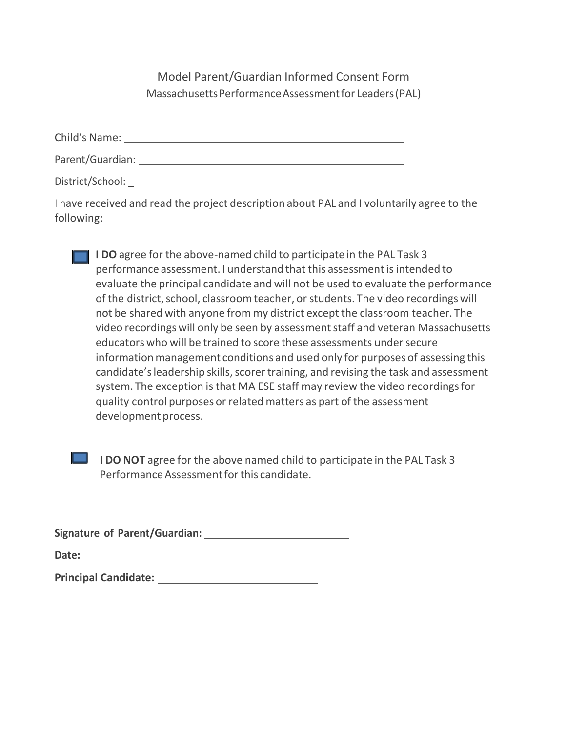# Model Parent/Guardian Informed Consent Form

## Massachusetts Performance Assessment for Leaders (PAL)

Child's Name: ______________________________________________

Parent/Guardian: ____________________________________________

District/School: _____________________________________________

I have received and read the project description about PAL and I voluntarily agree to the following:

☐ **I DO** agree for the above-named child to participate in the PAL Task 3 performance assessment. I understand that this assessment is intended to evaluate the principal candidate and will not be used to evaluate the performance of the district, school, classroom teacher, or students. The video recordings will not be shared with anyone from my district except the classroom teacher. The video recordings will only be seen by assessment staff and veteran Massachusetts educators who will be trained to score these assessments under secure information management conditions and used only for purposes of assessing this candidate's leadership skills, scorer training, and revising the task and assessment system. The exception is that MA ESE staff may review the video recordings for quality control purposes or related matters as part of the assessment development process.

☐ **I DO NOT** agree for the above named child to participate in the PAL Task 3 Performance Assessment for this candidate.

**Signature of Parent/Guardian:** ________________________

**Date:** __________________________________________

**Principal Candidate:** ___________________________